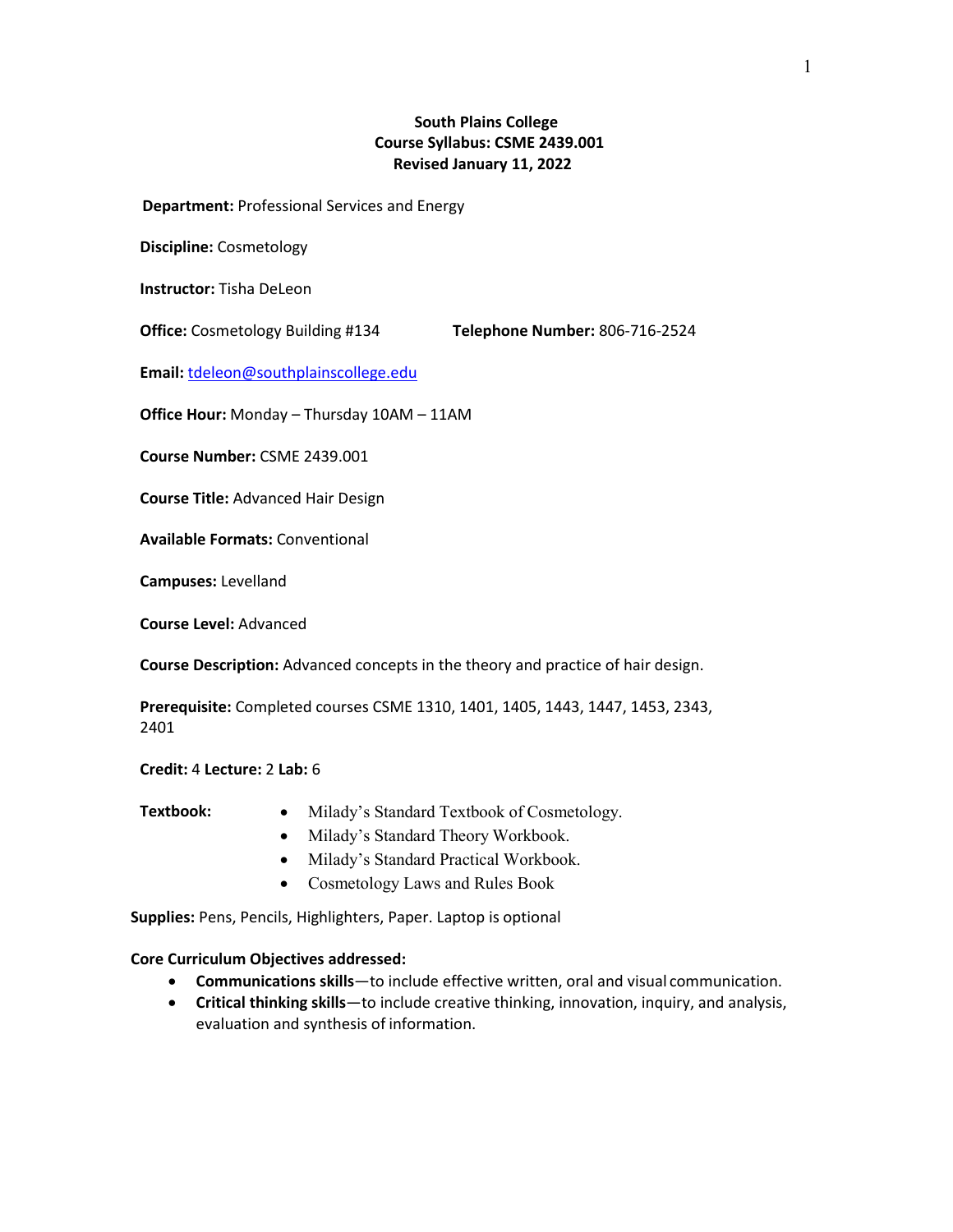# South Plains College
## Course Syllabus: CSME 2439.001
### Revised January 11, 2022

**Department:** Professional Services and Energy

**Discipline:** Cosmetology

**Instructor:** Tisha DeLeon

**Office:** Cosmetology Building #134 **Telephone Number:** 806-716-2524

**Email:** tdeleon@southplainscollege.edu

**Office Hour:** Monday – Thursday 10AM – 11AM

**Course Number:** CSME 2439.001

**Course Title:** Advanced Hair Design

**Available Formats:** Conventional

**Campuses:** Levelland

**Course Level:** Advanced

**Course Description:** Advanced concepts in the theory and practice of hair design.

**Prerequisite:** Completed courses CSME 1310, 1401, 1405, 1443, 1447, 1453, 2343, 2401

**Credit:** 4 **Lecture:** 2 **Lab:** 6

**Textbook:**

- Milady's Standard Textbook of Cosmetology.
- Milady's Standard Theory Workbook.
- Milady's Standard Practical Workbook.
- Cosmetology Laws and Rules Book

**Supplies:** Pens, Pencils, Highlighters, Paper. Laptop is optional

**Core Curriculum Objectives addressed:**

- **Communications skills**—to include effective written, oral and visual communication.
- **Critical thinking skills**—to include creative thinking, innovation, inquiry, and analysis, evaluation and synthesis of information.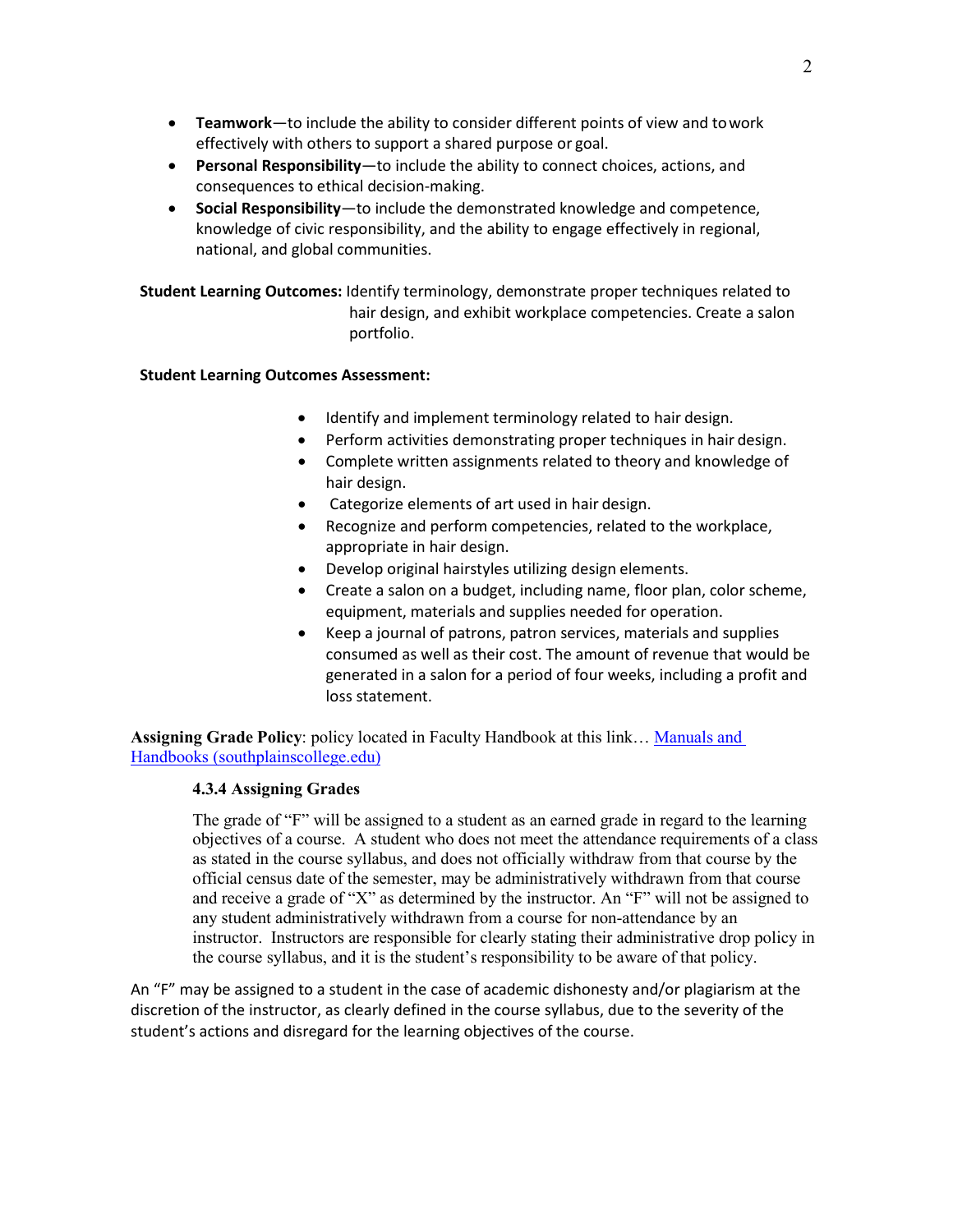- **Teamwork**—to include the ability to consider different points of view and to work effectively with others to support a shared purpose or goal.
- **Personal Responsibility**—to include the ability to connect choices, actions, and consequences to ethical decision-making.
- **Social Responsibility**—to include the demonstrated knowledge and competence, knowledge of civic responsibility, and the ability to engage effectively in regional, national, and global communities.

**Student Learning Outcomes:** Identify terminology, demonstrate proper techniques related to hair design, and exhibit workplace competencies. Create a salon portfolio.

**Student Learning Outcomes Assessment:**

- Identify and implement terminology related to hair design.
- Perform activities demonstrating proper techniques in hair design.
- Complete written assignments related to theory and knowledge of hair design.
- Categorize elements of art used in hair design.
- Recognize and perform competencies, related to the workplace, appropriate in hair design.
- Develop original hairstyles utilizing design elements.
- Create a salon on a budget, including name, floor plan, color scheme, equipment, materials and supplies needed for operation.
- Keep a journal of patrons, patron services, materials and supplies consumed as well as their cost. The amount of revenue that would be generated in a salon for a period of four weeks, including a profit and loss statement.

**Assigning Grade Policy**: policy located in Faculty Handbook at this link… [Manuals and Handbooks (southplainscollege.edu)]

**4.3.4 Assigning Grades**

The grade of "F" will be assigned to a student as an earned grade in regard to the learning objectives of a course. A student who does not meet the attendance requirements of a class as stated in the course syllabus, and does not officially withdraw from that course by the official census date of the semester, may be administratively withdrawn from that course and receive a grade of "X" as determined by the instructor. An "F" will not be assigned to any student administratively withdrawn from a course for non-attendance by an instructor. Instructors are responsible for clearly stating their administrative drop policy in the course syllabus, and it is the student's responsibility to be aware of that policy.

An "F" may be assigned to a student in the case of academic dishonesty and/or plagiarism at the discretion of the instructor, as clearly defined in the course syllabus, due to the severity of the student's actions and disregard for the learning objectives of the course.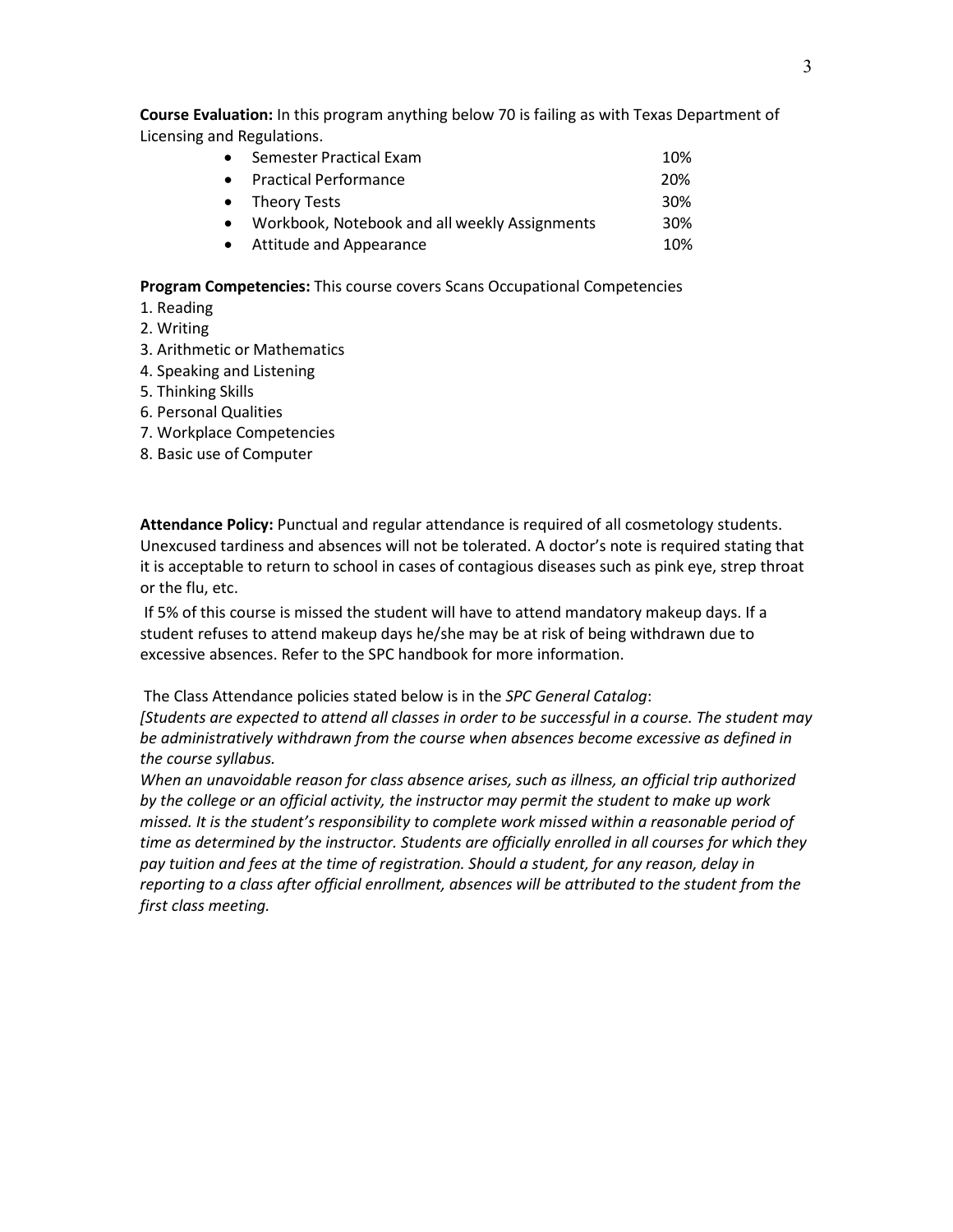**Course Evaluation:** In this program anything below 70 is failing as with Texas Department of Licensing and Regulations.

- Semester Practical Exam 10%
- Practical Performance 20%
- Theory Tests 30%
- Workbook, Notebook and all weekly Assignments 30%
- Attitude and Appearance 10%

**Program Competencies:** This course covers Scans Occupational Competencies

1. Reading
2. Writing
3. Arithmetic or Mathematics
4. Speaking and Listening
5. Thinking Skills
6. Personal Qualities
7. Workplace Competencies
8. Basic use of Computer

**Attendance Policy:** Punctual and regular attendance is required of all cosmetology students. Unexcused tardiness and absences will not be tolerated. A doctor's note is required stating that it is acceptable to return to school in cases of contagious diseases such as pink eye, strep throat or the flu, etc.

If 5% of this course is missed the student will have to attend mandatory makeup days. If a student refuses to attend makeup days he/she may be at risk of being withdrawn due to excessive absences. Refer to the SPC handbook for more information.

The Class Attendance policies stated below is in the *SPC General Catalog*:

*[Students are expected to attend all classes in order to be successful in a course. The student may be administratively withdrawn from the course when absences become excessive as defined in the course syllabus.*

*When an unavoidable reason for class absence arises, such as illness, an official trip authorized by the college or an official activity, the instructor may permit the student to make up work missed. It is the student's responsibility to complete work missed within a reasonable period of time as determined by the instructor. Students are officially enrolled in all courses for which they pay tuition and fees at the time of registration. Should a student, for any reason, delay in reporting to a class after official enrollment, absences will be attributed to the student from the first class meeting.*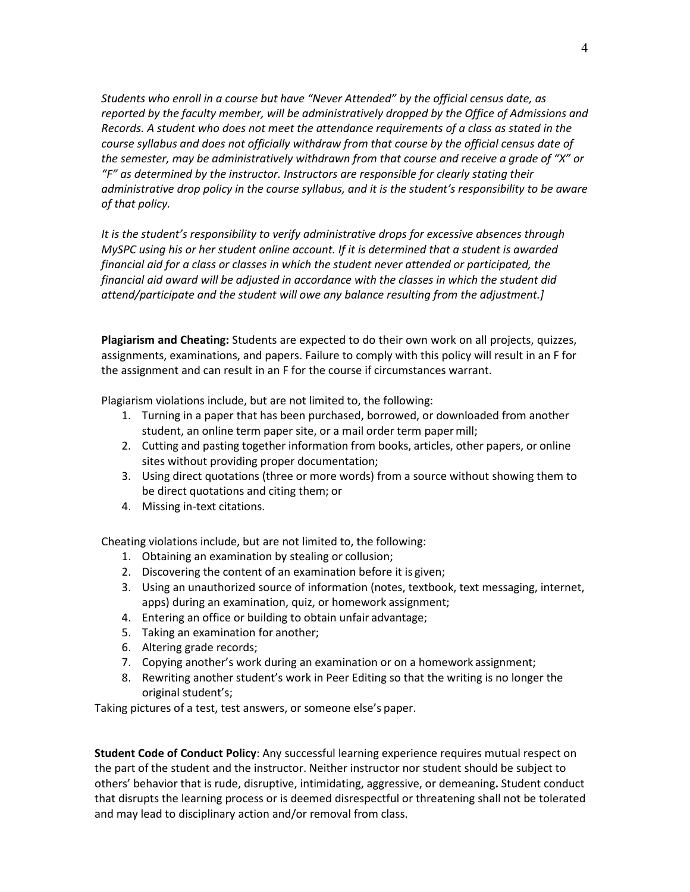*Students who enroll in a course but have "Never Attended" by the official census date, as reported by the faculty member, will be administratively dropped by the Office of Admissions and Records. A student who does not meet the attendance requirements of a class as stated in the course syllabus and does not officially withdraw from that course by the official census date of the semester, may be administratively withdrawn from that course and receive a grade of "X" or "F" as determined by the instructor. Instructors are responsible for clearly stating their administrative drop policy in the course syllabus, and it is the student's responsibility to be aware of that policy.*

*It is the student's responsibility to verify administrative drops for excessive absences through MySPC using his or her student online account. If it is determined that a student is awarded financial aid for a class or classes in which the student never attended or participated, the financial aid award will be adjusted in accordance with the classes in which the student did attend/participate and the student will owe any balance resulting from the adjustment.]*

**Plagiarism and Cheating:** Students are expected to do their own work on all projects, quizzes, assignments, examinations, and papers. Failure to comply with this policy will result in an F for the assignment and can result in an F for the course if circumstances warrant.

Plagiarism violations include, but are not limited to, the following:

1. Turning in a paper that has been purchased, borrowed, or downloaded from another student, an online term paper site, or a mail order term paper mill;
2. Cutting and pasting together information from books, articles, other papers, or online sites without providing proper documentation;
3. Using direct quotations (three or more words) from a source without showing them to be direct quotations and citing them; or
4. Missing in-text citations.

Cheating violations include, but are not limited to, the following:

1. Obtaining an examination by stealing or collusion;
2. Discovering the content of an examination before it is given;
3. Using an unauthorized source of information (notes, textbook, text messaging, internet, apps) during an examination, quiz, or homework assignment;
4. Entering an office or building to obtain unfair advantage;
5. Taking an examination for another;
6. Altering grade records;
7. Copying another's work during an examination or on a homework assignment;
8. Rewriting another student's work in Peer Editing so that the writing is no longer the original student's;

Taking pictures of a test, test answers, or someone else's paper.

**Student Code of Conduct Policy**: Any successful learning experience requires mutual respect on the part of the student and the instructor. Neither instructor nor student should be subject to others' behavior that is rude, disruptive, intimidating, aggressive, or demeaning**.** Student conduct that disrupts the learning process or is deemed disrespectful or threatening shall not be tolerated and may lead to disciplinary action and/or removal from class.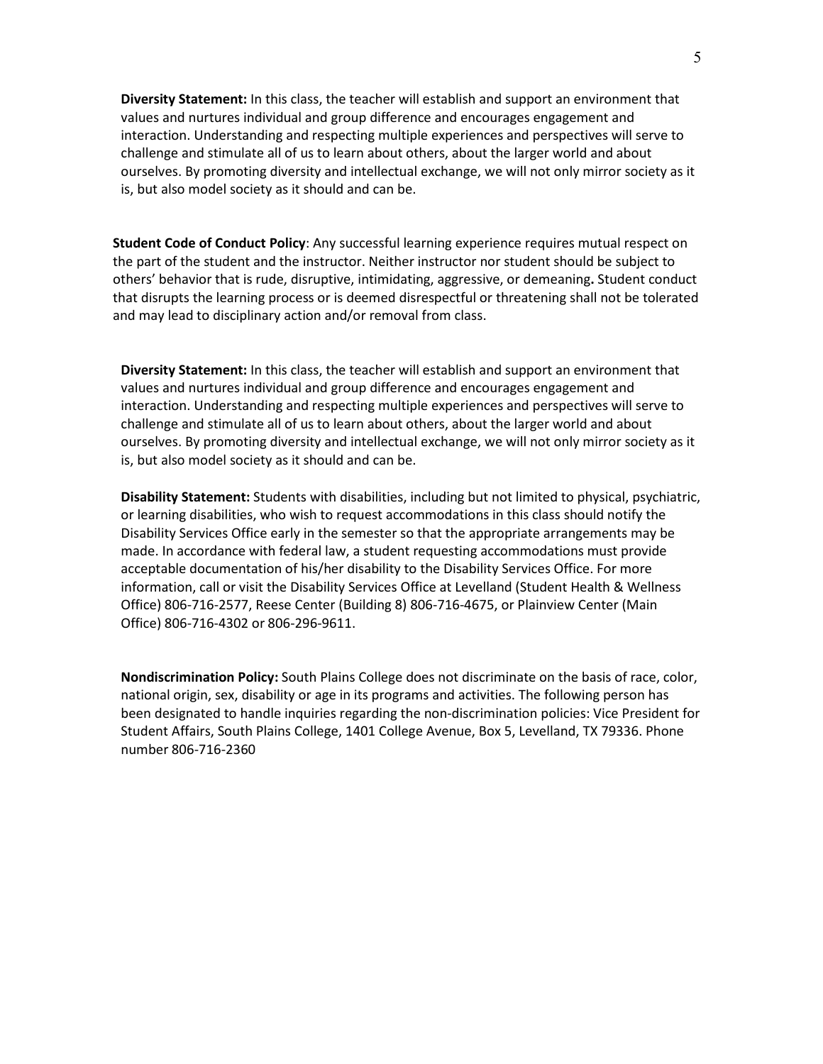**Diversity Statement:** In this class, the teacher will establish and support an environment that values and nurtures individual and group difference and encourages engagement and interaction. Understanding and respecting multiple experiences and perspectives will serve to challenge and stimulate all of us to learn about others, about the larger world and about ourselves. By promoting diversity and intellectual exchange, we will not only mirror society as it is, but also model society as it should and can be.

**Student Code of Conduct Policy**: Any successful learning experience requires mutual respect on the part of the student and the instructor. Neither instructor nor student should be subject to others' behavior that is rude, disruptive, intimidating, aggressive, or demeaning**.** Student conduct that disrupts the learning process or is deemed disrespectful or threatening shall not be tolerated and may lead to disciplinary action and/or removal from class.

**Diversity Statement:** In this class, the teacher will establish and support an environment that values and nurtures individual and group difference and encourages engagement and interaction. Understanding and respecting multiple experiences and perspectives will serve to challenge and stimulate all of us to learn about others, about the larger world and about ourselves. By promoting diversity and intellectual exchange, we will not only mirror society as it is, but also model society as it should and can be.

**Disability Statement:** Students with disabilities, including but not limited to physical, psychiatric, or learning disabilities, who wish to request accommodations in this class should notify the Disability Services Office early in the semester so that the appropriate arrangements may be made. In accordance with federal law, a student requesting accommodations must provide acceptable documentation of his/her disability to the Disability Services Office. For more information, call or visit the Disability Services Office at Levelland (Student Health & Wellness Office) 806-716-2577, Reese Center (Building 8) 806-716-4675, or Plainview Center (Main Office) 806-716-4302 or 806-296-9611.

**Nondiscrimination Policy:** South Plains College does not discriminate on the basis of race, color, national origin, sex, disability or age in its programs and activities. The following person has been designated to handle inquiries regarding the non-discrimination policies: Vice President for Student Affairs, South Plains College, 1401 College Avenue, Box 5, Levelland, TX 79336. Phone number 806-716-2360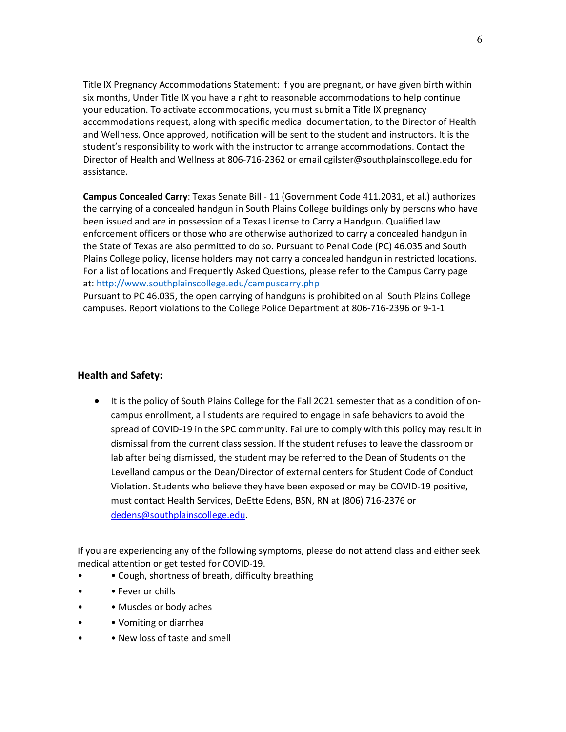Title IX Pregnancy Accommodations Statement: If you are pregnant, or have given birth within six months, Under Title IX you have a right to reasonable accommodations to help continue your education. To activate accommodations, you must submit a Title IX pregnancy accommodations request, along with specific medical documentation, to the Director of Health and Wellness. Once approved, notification will be sent to the student and instructors. It is the student's responsibility to work with the instructor to arrange accommodations. Contact the Director of Health and Wellness at 806-716-2362 or email cgilster@southplainscollege.edu for assistance.

**Campus Concealed Carry**: Texas Senate Bill - 11 (Government Code 411.2031, et al.) authorizes the carrying of a concealed handgun in South Plains College buildings only by persons who have been issued and are in possession of a Texas License to Carry a Handgun. Qualified law enforcement officers or those who are otherwise authorized to carry a concealed handgun in the State of Texas are also permitted to do so. Pursuant to Penal Code (PC) 46.035 and South Plains College policy, license holders may not carry a concealed handgun in restricted locations. For a list of locations and Frequently Asked Questions, please refer to the Campus Carry page at: http://www.southplainscollege.edu/campuscarry.php

Pursuant to PC 46.035, the open carrying of handguns is prohibited on all South Plains College campuses. Report violations to the College Police Department at 806-716-2396 or 9-1-1

**Health and Safety:**

- It is the policy of South Plains College for the Fall 2021 semester that as a condition of on-campus enrollment, all students are required to engage in safe behaviors to avoid the spread of COVID-19 in the SPC community. Failure to comply with this policy may result in dismissal from the current class session. If the student refuses to leave the classroom or lab after being dismissed, the student may be referred to the Dean of Students on the Levelland campus or the Dean/Director of external centers for Student Code of Conduct Violation. Students who believe they have been exposed or may be COVID-19 positive, must contact Health Services, DeEtte Edens, BSN, RN at (806) 716-2376 or dedens@southplainscollege.edu.

If you are experiencing any of the following symptoms, please do not attend class and either seek medical attention or get tested for COVID-19.

- • Cough, shortness of breath, difficulty breathing
- • Fever or chills
- • Muscles or body aches
- • Vomiting or diarrhea
- • New loss of taste and smell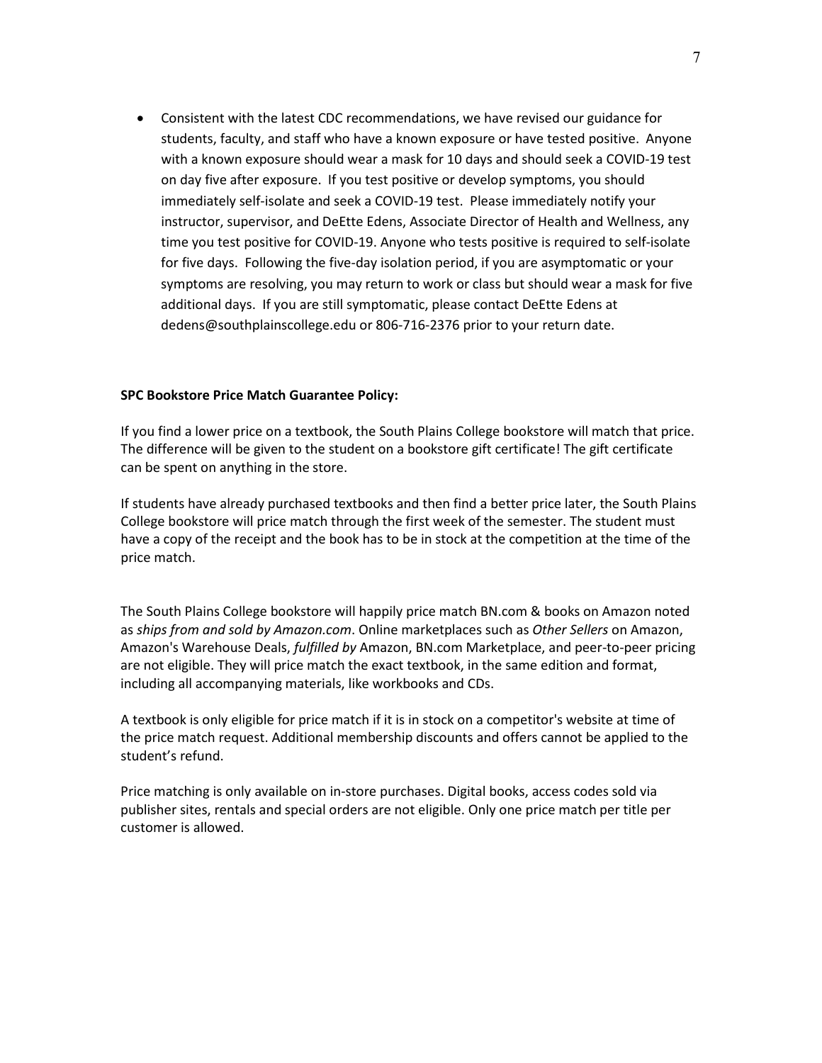- Consistent with the latest CDC recommendations, we have revised our guidance for students, faculty, and staff who have a known exposure or have tested positive. Anyone with a known exposure should wear a mask for 10 days and should seek a COVID-19 test on day five after exposure. If you test positive or develop symptoms, you should immediately self-isolate and seek a COVID-19 test. Please immediately notify your instructor, supervisor, and DeEtte Edens, Associate Director of Health and Wellness, any time you test positive for COVID-19. Anyone who tests positive is required to self-isolate for five days. Following the five-day isolation period, if you are asymptomatic or your symptoms are resolving, you may return to work or class but should wear a mask for five additional days. If you are still symptomatic, please contact DeEtte Edens at dedens@southplainscollege.edu or 806-716-2376 prior to your return date.

**SPC Bookstore Price Match Guarantee Policy:**

If you find a lower price on a textbook, the South Plains College bookstore will match that price. The difference will be given to the student on a bookstore gift certificate! The gift certificate can be spent on anything in the store.

If students have already purchased textbooks and then find a better price later, the South Plains College bookstore will price match through the first week of the semester. The student must have a copy of the receipt and the book has to be in stock at the competition at the time of the price match.

The South Plains College bookstore will happily price match BN.com & books on Amazon noted as *ships from and sold by Amazon.com*. Online marketplaces such as *Other Sellers* on Amazon, Amazon's Warehouse Deals, *fulfilled by* Amazon, BN.com Marketplace, and peer-to-peer pricing are not eligible. They will price match the exact textbook, in the same edition and format, including all accompanying materials, like workbooks and CDs.

A textbook is only eligible for price match if it is in stock on a competitor's website at time of the price match request. Additional membership discounts and offers cannot be applied to the student's refund.

Price matching is only available on in-store purchases. Digital books, access codes sold via publisher sites, rentals and special orders are not eligible. Only one price match per title per customer is allowed.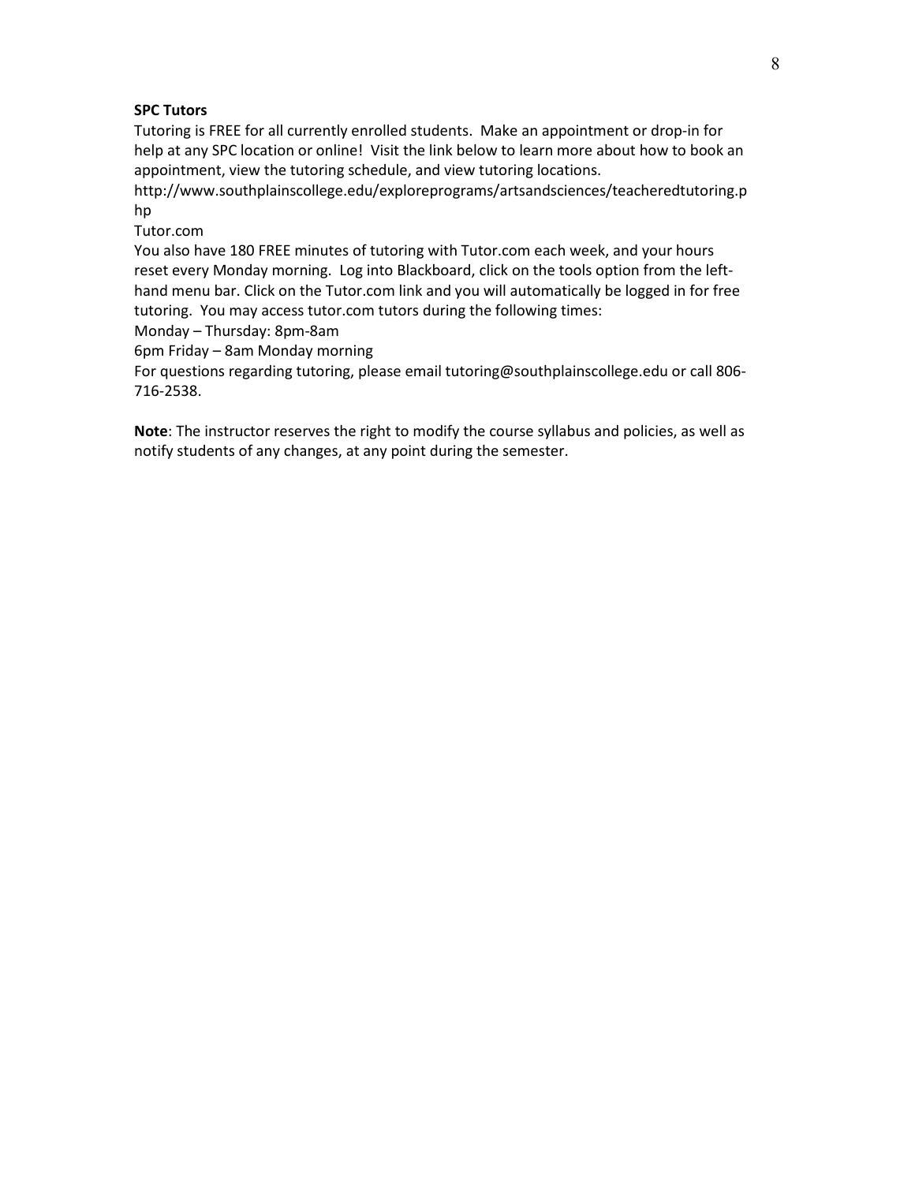**SPC Tutors**

Tutoring is FREE for all currently enrolled students. Make an appointment or drop-in for help at any SPC location or online! Visit the link below to learn more about how to book an appointment, view the tutoring schedule, and view tutoring locations.

http://www.southplainscollege.edu/exploreprograms/artsandsciences/teacheredtutoring.php

Tutor.com

You also have 180 FREE minutes of tutoring with Tutor.com each week, and your hours reset every Monday morning. Log into Blackboard, click on the tools option from the left-hand menu bar. Click on the Tutor.com link and you will automatically be logged in for free tutoring. You may access tutor.com tutors during the following times:

Monday – Thursday: 8pm-8am

6pm Friday – 8am Monday morning

For questions regarding tutoring, please email tutoring@southplainscollege.edu or call 806-716-2538.

**Note**: The instructor reserves the right to modify the course syllabus and policies, as well as notify students of any changes, at any point during the semester.